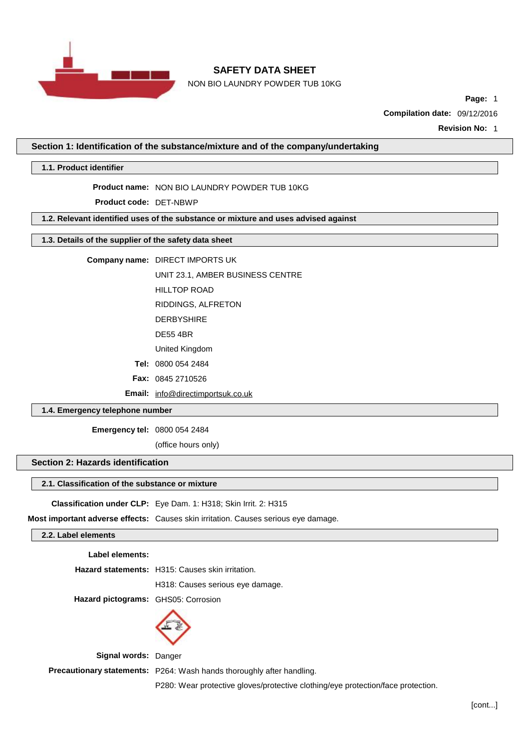# SAFETY DATA SHEET

NON BIO LAUNDRY POWDER TUB 10KG

**Page:** 1

**Compilation date:** 09/12/2016

**Revision No:** 1

## Section 1: Identification of the substance/mixture and of the company/undertaking

### 1.1. Product identifier

**Product name:** NON BIO LAUNDRY POWDER TUB 10KG

**Product code:** DET-NBWP

### 1.2. Relevant identified uses of the substance or mixture and uses advised against

### 1.3. Details of the supplier of the safety data sheet

**Company name:** DIRECT IMPORTS UK

UNIT 23.1, AMBER BUSINESS CENTRE

HILLTOP ROAD

RIDDINGS, ALFRETON

DERBYSHIRE

DE55 4BR

United Kingdom

**Tel:** 0800 054 2484

**Fax:** 0845 2710526

**Email:** info@directimportsuk.co.uk

### 1.4. Emergency telephone number

**Emergency tel:** 0800 054 2484

(office hours only)

## Section 2: Hazards identification

### 2.1. Classification of the substance or mixture

**Classification under CLP:** Eye Dam. 1: H318; Skin Irrit. 2: H315

**Most important adverse effects:** Causes skin irritation. Causes serious eye damage.

### 2.2. Label elements

**Label elements:**

**Hazard statements:** H315: Causes skin irritation.

H318: Causes serious eye damage.

**Hazard pictograms:** GHS05: Corrosion

**Signal words:** Danger

**Precautionary statements:** P264: Wash hands thoroughly after handling.

P280: Wear protective gloves/protective clothing/eye protection/face protection.

[cont...]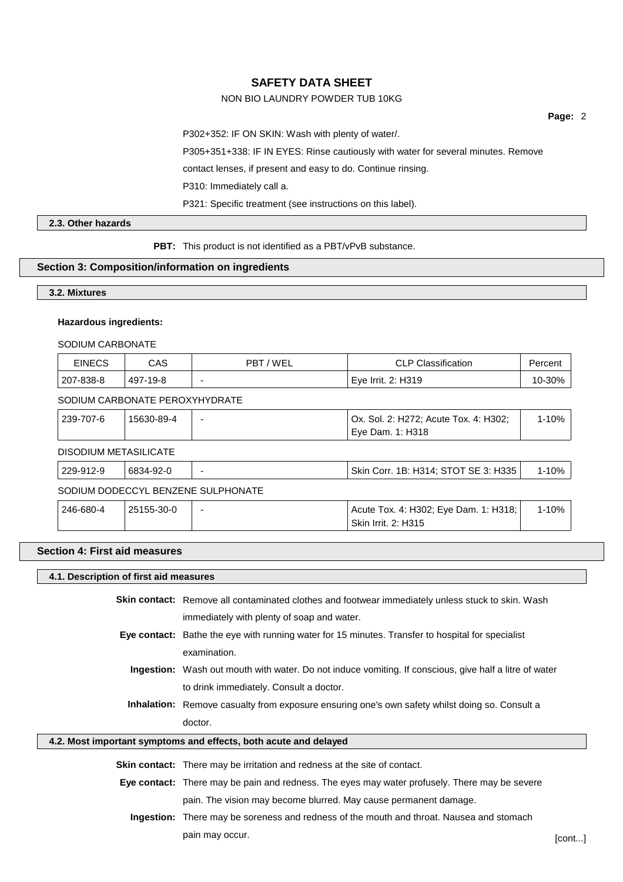P302+352: IF ON SKIN: Wash with plenty of water/.

P305+351+338: IF IN EYES: Rinse cautiously with water for several minutes. Remove contact lenses, if present and easy to do. Continue rinsing.

P310: Immediately call a.

P321: Specific treatment (see instructions on this label).

### 2.3. Other hazards

**PBT:** This product is not identified as a PBT/vPvB substance.

## Section 3: Composition/information on ingredients

### 3.2. Mixtures

**Hazardous ingredients:**

SODIUM CARBONATE

| EINECS | CAS | PBT / WEL | CLP Classification | Percent |
|---|---|---|---|---|
| 207-838-8 | 497-19-8 | - | Eye Irrit. 2: H319 | 10-30% |

SODIUM CARBONATE PEROXYHYDRATE

| EINECS | CAS | PBT / WEL | CLP Classification | Percent |
|---|---|---|---|---|
| 239-707-6 | 15630-89-4 | - | Ox. Sol. 2: H272; Acute Tox. 4: H302; Eye Dam. 1: H318 | 1-10% |

DISODIUM METASILICATE

| EINECS | CAS | PBT / WEL | CLP Classification | Percent |
|---|---|---|---|---|
| 229-912-9 | 6834-92-0 | - | Skin Corr. 1B: H314; STOT SE 3: H335 | 1-10% |

SODIUM DODECCYL BENZENE SULPHONATE

| EINECS | CAS | PBT / WEL | CLP Classification | Percent |
|---|---|---|---|---|
| 246-680-4 | 25155-30-0 | - | Acute Tox. 4: H302; Eye Dam. 1: H318; Skin Irrit. 2: H315 | 1-10% |

## Section 4: First aid measures

### 4.1. Description of first aid measures

**Skin contact:** Remove all contaminated clothes and footwear immediately unless stuck to skin. Wash immediately with plenty of soap and water.

**Eye contact:** Bathe the eye with running water for 15 minutes. Transfer to hospital for specialist examination.

**Ingestion:** Wash out mouth with water. Do not induce vomiting. If conscious, give half a litre of water to drink immediately. Consult a doctor.

**Inhalation:** Remove casualty from exposure ensuring one's own safety whilst doing so. Consult a doctor.

### 4.2. Most important symptoms and effects, both acute and delayed

**Skin contact:** There may be irritation and redness at the site of contact.

**Eye contact:** There may be pain and redness. The eyes may water profusely. There may be severe pain. The vision may become blurred. May cause permanent damage.

**Ingestion:** There may be soreness and redness of the mouth and throat. Nausea and stomach pain may occur.

[cont...]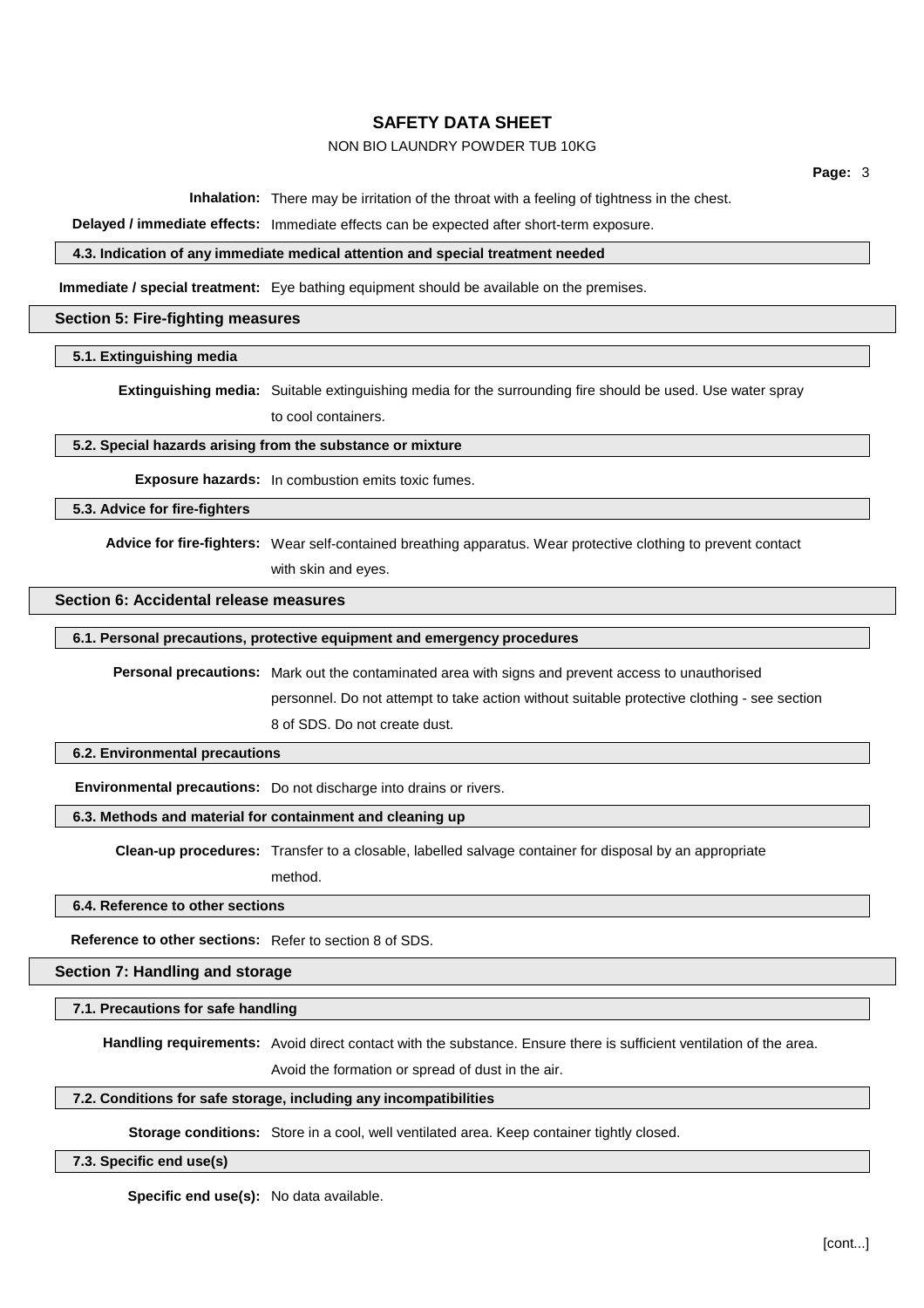**Inhalation:** There may be irritation of the throat with a feeling of tightness in the chest.

**Delayed / immediate effects:** Immediate effects can be expected after short-term exposure.

### 4.3. Indication of any immediate medical attention and special treatment needed

**Immediate / special treatment:** Eye bathing equipment should be available on the premises.

## Section 5: Fire-fighting measures

### 5.1. Extinguishing media

**Extinguishing media:** Suitable extinguishing media for the surrounding fire should be used. Use water spray to cool containers.

### 5.2. Special hazards arising from the substance or mixture

**Exposure hazards:** In combustion emits toxic fumes.

### 5.3. Advice for fire-fighters

**Advice for fire-fighters:** Wear self-contained breathing apparatus. Wear protective clothing to prevent contact with skin and eyes.

## Section 6: Accidental release measures

### 6.1. Personal precautions, protective equipment and emergency procedures

**Personal precautions:** Mark out the contaminated area with signs and prevent access to unauthorised personnel. Do not attempt to take action without suitable protective clothing - see section 8 of SDS. Do not create dust.

### 6.2. Environmental precautions

**Environmental precautions:** Do not discharge into drains or rivers.

### 6.3. Methods and material for containment and cleaning up

**Clean-up procedures:** Transfer to a closable, labelled salvage container for disposal by an appropriate method.

### 6.4. Reference to other sections

**Reference to other sections:** Refer to section 8 of SDS.

## Section 7: Handling and storage

### 7.1. Precautions for safe handling

**Handling requirements:** Avoid direct contact with the substance. Ensure there is sufficient ventilation of the area. Avoid the formation or spread of dust in the air.

### 7.2. Conditions for safe storage, including any incompatibilities

**Storage conditions:** Store in a cool, well ventilated area. Keep container tightly closed.

### 7.3. Specific end use(s)

**Specific end use(s):** No data available.

[cont...]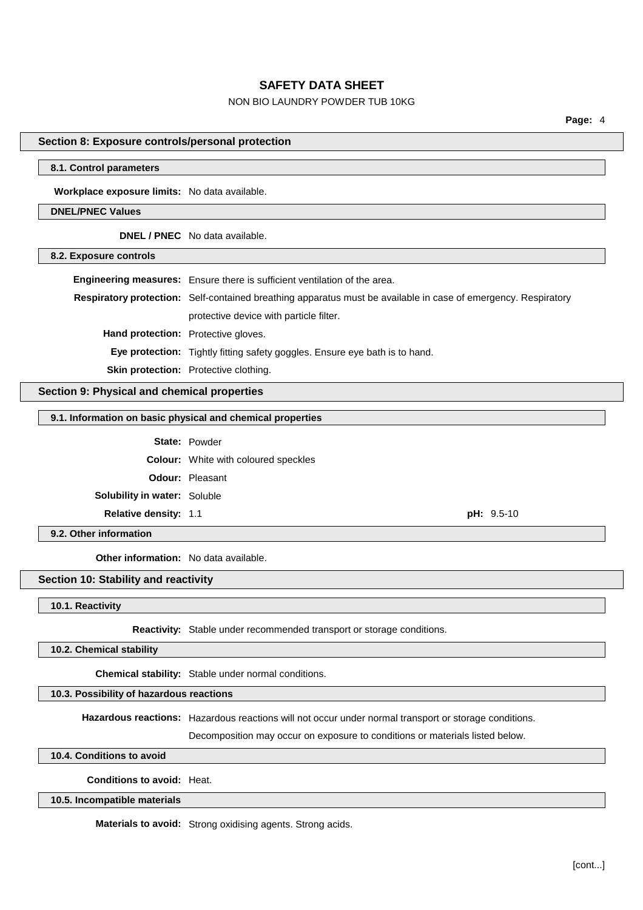## Section 8: Exposure controls/personal protection

### 8.1. Control parameters

**Workplace exposure limits:** No data available.

#### DNEL/PNEC Values

**DNEL / PNEC** No data available.

### 8.2. Exposure controls

**Engineering measures:** Ensure there is sufficient ventilation of the area.

**Respiratory protection:** Self-contained breathing apparatus must be available in case of emergency. Respiratory protective device with particle filter.

**Hand protection:** Protective gloves.

**Eye protection:** Tightly fitting safety goggles. Ensure eye bath is to hand.

**Skin protection:** Protective clothing.

## Section 9: Physical and chemical properties

### 9.1. Information on basic physical and chemical properties

**State:** Powder

**Colour:** White with coloured speckles

**Odour:** Pleasant

**Solubility in water:** Soluble

**Relative density:** 1.1

**pH:** 9.5-10

### 9.2. Other information

**Other information:** No data available.

## Section 10: Stability and reactivity

### 10.1. Reactivity

**Reactivity:** Stable under recommended transport or storage conditions.

### 10.2. Chemical stability

**Chemical stability:** Stable under normal conditions.

### 10.3. Possibility of hazardous reactions

**Hazardous reactions:** Hazardous reactions will not occur under normal transport or storage conditions. Decomposition may occur on exposure to conditions or materials listed below.

### 10.4. Conditions to avoid

**Conditions to avoid:** Heat.

### 10.5. Incompatible materials

**Materials to avoid:** Strong oxidising agents. Strong acids.

[cont...]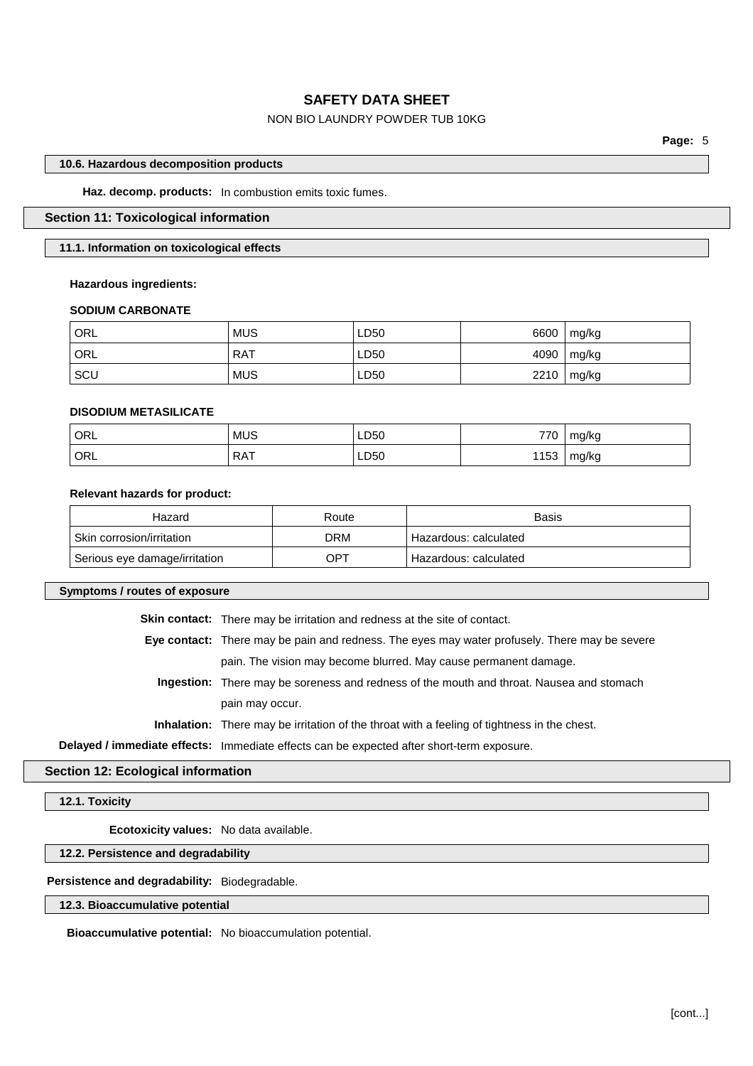#### 10.6. Hazardous decomposition products

**Haz. decomp. products:** In combustion emits toxic fumes.

## Section 11: Toxicological information

#### 11.1. Information on toxicological effects

**Hazardous ingredients:**

**SODIUM CARBONATE**

| | | | | |
|---|---|---|---|---|
| ORL | MUS | LD50 | 6600 | mg/kg |
| ORL | RAT | LD50 | 4090 | mg/kg |
| SCU | MUS | LD50 | 2210 | mg/kg |

**DISODIUM METASILICATE**

| | | | | |
|---|---|---|---|---|
| ORL | MUS | LD50 | 770 | mg/kg |
| ORL | RAT | LD50 | 1153 | mg/kg |

**Relevant hazards for product:**

| Hazard | Route | Basis |
|---|---|---|
| Skin corrosion/irritation | DRM | Hazardous: calculated |
| Serious eye damage/irritation | OPT | Hazardous: calculated |

#### Symptoms / routes of exposure

**Skin contact:** There may be irritation and redness at the site of contact.

**Eye contact:** There may be pain and redness. The eyes may water profusely. There may be severe pain. The vision may become blurred. May cause permanent damage.

**Ingestion:** There may be soreness and redness of the mouth and throat. Nausea and stomach pain may occur.

**Inhalation:** There may be irritation of the throat with a feeling of tightness in the chest.

**Delayed / immediate effects:** Immediate effects can be expected after short-term exposure.

## Section 12: Ecological information

#### 12.1. Toxicity

**Ecotoxicity values:** No data available.

#### 12.2. Persistence and degradability

**Persistence and degradability:** Biodegradable.

#### 12.3. Bioaccumulative potential

**Bioaccumulative potential:** No bioaccumulation potential.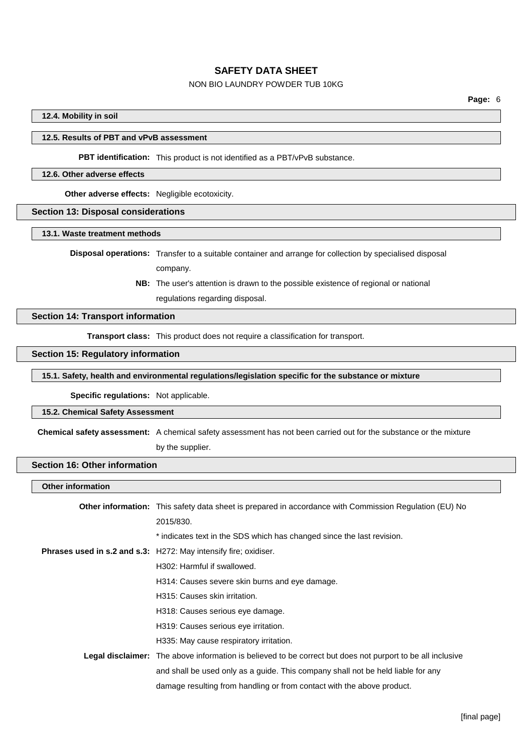### 12.4. Mobility in soil

### 12.5. Results of PBT and vPvB assessment

**PBT identification:** This product is not identified as a PBT/vPvB substance.

### 12.6. Other adverse effects

**Other adverse effects:** Negligible ecotoxicity.

## Section 13: Disposal considerations

### 13.1. Waste treatment methods

**Disposal operations:** Transfer to a suitable container and arrange for collection by specialised disposal company.

**NB:** The user's attention is drawn to the possible existence of regional or national regulations regarding disposal.

## Section 14: Transport information

**Transport class:** This product does not require a classification for transport.

## Section 15: Regulatory information

### 15.1. Safety, health and environmental regulations/legislation specific for the substance or mixture

**Specific regulations:** Not applicable.

### 15.2. Chemical Safety Assessment

**Chemical safety assessment:** A chemical safety assessment has not been carried out for the substance or the mixture by the supplier.

## Section 16: Other information

### Other information

**Other information:** This safety data sheet is prepared in accordance with Commission Regulation (EU) No 2015/830.

* indicates text in the SDS which has changed since the last revision.

**Phrases used in s.2 and s.3:** H272: May intensify fire; oxidiser.

H302: Harmful if swallowed.

H314: Causes severe skin burns and eye damage.

H315: Causes skin irritation.

H318: Causes serious eye damage.

H319: Causes serious eye irritation.

H335: May cause respiratory irritation.

**Legal disclaimer:** The above information is believed to be correct but does not purport to be all inclusive and shall be used only as a guide. This company shall not be held liable for any damage resulting from handling or from contact with the above product.

[final page]